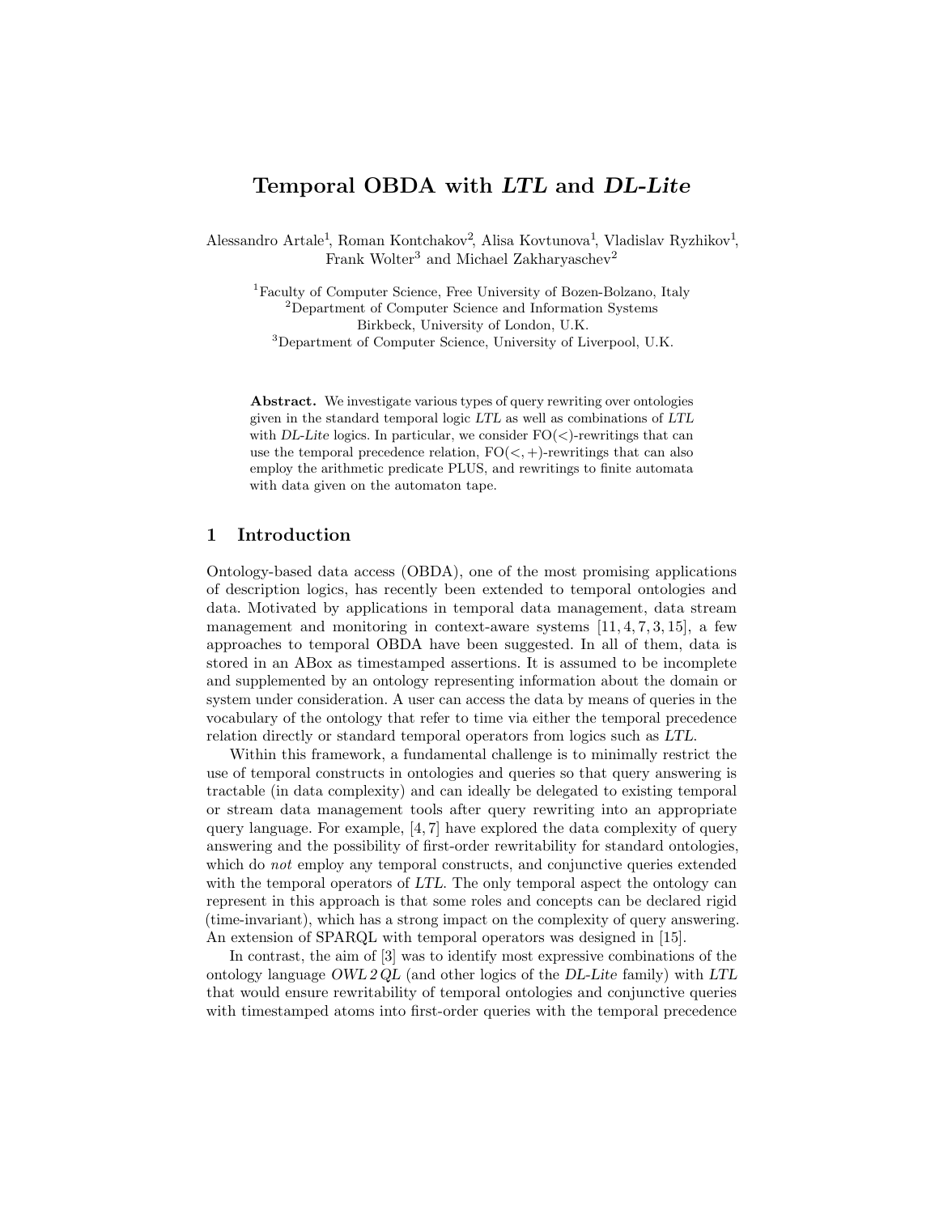# Temporal OBDA with *LTL* and *DL-Lite*

Alessandro Artale[1], Roman Kontchakov[2], Alisa Kovtunova[1], Vladislav Ryzhikov[1], Frank Wolter[3] and Michael Zakharyaschev[2]

[1]Faculty of Computer Science, Free University of Bozen-Bolzano, Italy
[2]Department of Computer Science and Information Systems Birkbeck, University of London, U.K.
[3]Department of Computer Science, University of Liverpool, U.K.

**Abstract.** We investigate various types of query rewriting over ontologies given in the standard temporal logic *LTL* as well as combinations of *LTL* with *DL-Lite* logics. In particular, we consider FO($<$)-rewritings that can use the temporal precedence relation, FO($<, +$)-rewritings that can also employ the arithmetic predicate PLUS, and rewritings to finite automata with data given on the automaton tape.

## 1 Introduction

Ontology-based data access (OBDA), one of the most promising applications of description logics, has recently been extended to temporal ontologies and data. Motivated by applications in temporal data management, data stream management and monitoring in context-aware systems [11, 4, 7, 3, 15], a few approaches to temporal OBDA have been suggested. In all of them, data is stored in an ABox as timestamped assertions. It is assumed to be incomplete and supplemented by an ontology representing information about the domain or system under consideration. A user can access the data by means of queries in the vocabulary of the ontology that refer to time via either the temporal precedence relation directly or standard temporal operators from logics such as *LTL*.

Within this framework, a fundamental challenge is to minimally restrict the use of temporal constructs in ontologies and queries so that query answering is tractable (in data complexity) and can ideally be delegated to existing temporal or stream data management tools after query rewriting into an appropriate query language. For example, [4, 7] have explored the data complexity of query answering and the possibility of first-order rewritability for standard ontologies, which do *not* employ any temporal constructs, and conjunctive queries extended with the temporal operators of *LTL*. The only temporal aspect the ontology can represent in this approach is that some roles and concepts can be declared rigid (time-invariant), which has a strong impact on the complexity of query answering. An extension of SPARQL with temporal operators was designed in [15].

In contrast, the aim of [3] was to identify most expressive combinations of the ontology language *OWL 2 QL* (and other logics of the *DL-Lite* family) with *LTL* that would ensure rewritability of temporal ontologies and conjunctive queries with timestamped atoms into first-order queries with the temporal precedence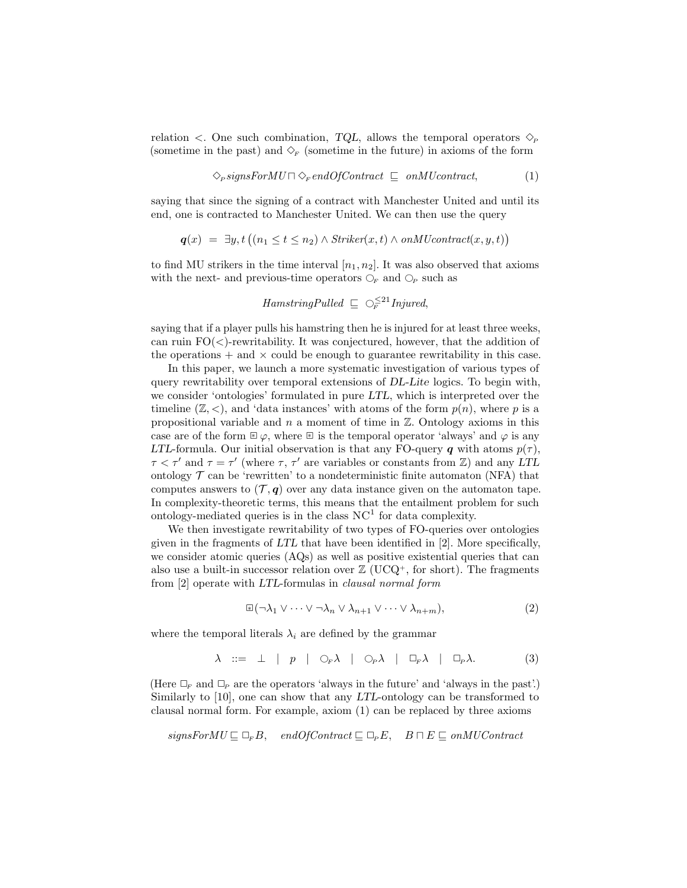relation $<$. One such combination, *TQL*, allows the temporal operators $\Diamond_P$ (sometime in the past) and $\Diamond_F$ (sometime in the future) in axioms of the form

$$\Diamond_P \mathit{signsForMU} \sqcap \Diamond_F \mathit{endOfContract} \sqsubseteq \mathit{onMUcontract}, \tag{1}$$

saying that since the signing of a contract with Manchester United and until its end, one is contracted to Manchester United. We can then use the query

$$\boldsymbol{q}(x) = \exists y, t \big((n_1 \leq t \leq n_2) \land \mathit{Striker}(x,t) \land \mathit{onMUcontract}(x,y,t)\big)$$

to find MU strikers in the time interval $[n_1, n_2]$. It was also observed that axioms with the next- and previous-time operators $\bigcirc_F$ and $\bigcirc_P$ such as

$$\mathit{HamstringPulled} \sqsubseteq \bigcirc_F^{\leq 21} \mathit{Injured},$$

saying that if a player pulls his hamstring then he is injured for at least three weeks, can ruin FO($<$)-rewritability. It was conjectured, however, that the addition of the operations $+$ and $\times$ could be enough to guarantee rewritability in this case.

In this paper, we launch a more systematic investigation of various types of query rewritability over temporal extensions of *DL-Lite* logics. To begin with, we consider 'ontologies' formulated in pure *LTL*, which is interpreted over the timeline $(\mathbb{Z}, <)$, and 'data instances' with atoms of the form $p(n)$, where $p$ is a propositional variable and $n$ a moment of time in $\mathbb{Z}$. Ontology axioms in this case are of the form $\boxast \varphi$, where $\boxast$ is the temporal operator 'always' and $\varphi$ is any *LTL*-formula. Our initial observation is that any FO-query $\boldsymbol{q}$ with atoms $p(\tau)$, $\tau < \tau'$ and $\tau = \tau'$ (where $\tau$, $\tau'$ are variables or constants from $\mathbb{Z}$) and any *LTL* ontology $\mathcal{T}$ can be 'rewritten' to a nondeterministic finite automaton (NFA) that computes answers to $(\mathcal{T}, \boldsymbol{q})$ over any data instance given on the automaton tape. In complexity-theoretic terms, this means that the entailment problem for such ontology-mediated queries is in the class $\mathrm{NC}^1$ for data complexity.

We then investigate rewritability of two types of FO-queries over ontologies given in the fragments of *LTL* that have been identified in [2]. More specifically, we consider atomic queries (AQs) as well as positive existential queries that can also use a built-in successor relation over $\mathbb{Z}$ (UCQ$^+$, for short). The fragments from [2] operate with *LTL*-formulas in *clausal normal form*

$$\boxast(\neg\lambda_1 \lor \dots \lor \neg\lambda_n \lor \lambda_{n+1} \lor \dots \lor \lambda_{n+m}), \tag{2}$$

where the temporal literals $\lambda_i$ are defined by the grammar

$$\lambda \;::=\; \bot \;\mid\; p \;\mid\; \bigcirc_F \lambda \;\mid\; \bigcirc_P \lambda \;\mid\; \Box_F \lambda \;\mid\; \Box_P \lambda. \tag{3}$$

(Here $\Box_F$ and $\Box_P$ are the operators 'always in the future' and 'always in the past'.) Similarly to [10], one can show that any *LTL*-ontology can be transformed to clausal normal form. For example, axiom (1) can be replaced by three axioms

$$\mathit{signsForMU} \sqsubseteq \Box_F B, \quad \mathit{endOfContract} \sqsubseteq \Box_P E, \quad B \sqcap E \sqsubseteq \mathit{onMUContract}$$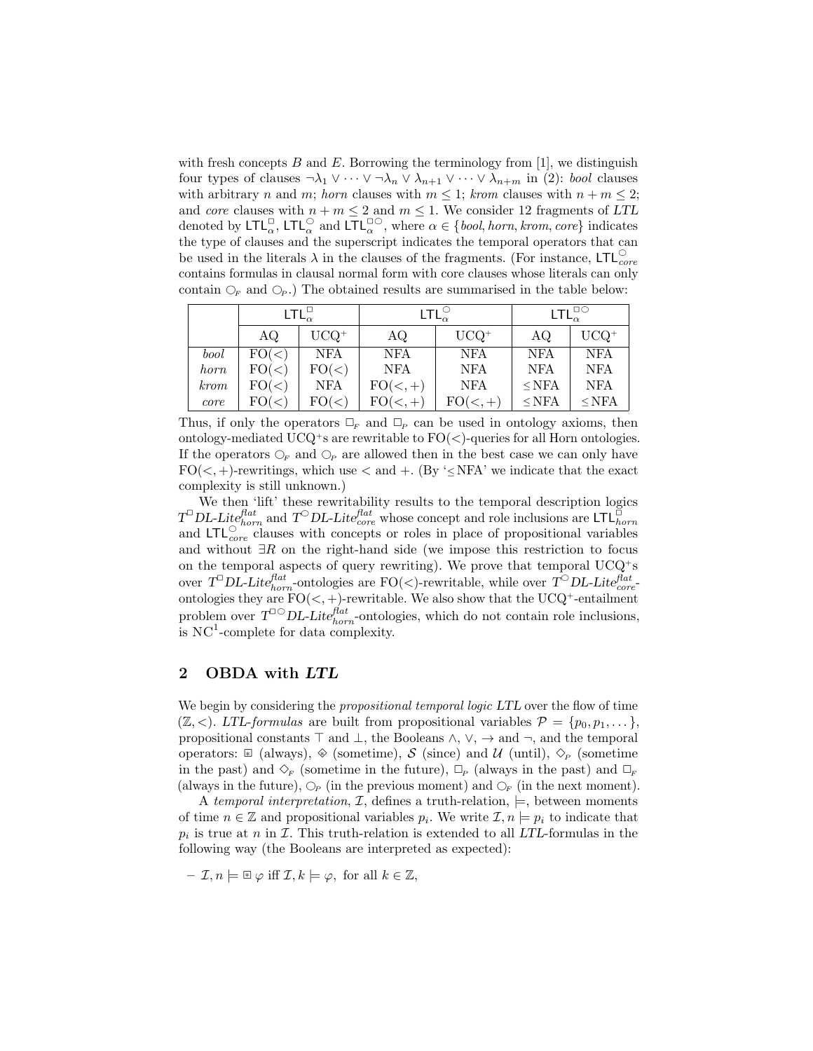with fresh concepts $B$ and $E$. Borrowing the terminology from [1], we distinguish four types of clauses $\neg\lambda_1 \vee \dots \vee \neg\lambda_n \vee \lambda_{n+1} \vee \dots \vee \lambda_{n+m}$ in (2): *bool* clauses with arbitrary $n$ and $m$; *horn* clauses with $m \leq 1$; *krom* clauses with $n + m \leq 2$; and *core* clauses with $n + m \leq 2$ and $m \leq 1$. We consider 12 fragments of *LTL* denoted by $\mathsf{LTL}^{\Box}_{\alpha}$, $\mathsf{LTL}^{\bigcirc}_{\alpha}$ and $\mathsf{LTL}^{\Box\bigcirc}_{\alpha}$, where $\alpha \in \{\mathit{bool}, \mathit{horn}, \mathit{krom}, \mathit{core}\}$ indicates the type of clauses and the superscript indicates the temporal operators that can be used in the literals $\lambda$ in the clauses of the fragments. (For instance, $\mathsf{LTL}^{\bigcirc}_{\mathit{core}}$ contains formulas in clausal normal form with core clauses whose literals can only contain $\bigcirc_F$ and $\bigcirc_P$.) The obtained results are summarised in the table below:

| | $\mathsf{LTL}^{\Box}_{\alpha}$ | | $\mathsf{LTL}^{\bigcirc}_{\alpha}$ | | $\mathsf{LTL}^{\Box\bigcirc}_{\alpha}$ | |
|---|---|---|---|---|---|---|
| | AQ | UCQ⁺ | AQ | UCQ⁺ | AQ | UCQ⁺ |
| *bool* | FO($<$) | NFA | NFA | NFA | NFA | NFA |
| *horn* | FO($<$) | FO($<$) | NFA | NFA | NFA | NFA |
| *krom* | FO($<$) | NFA | FO($<,+$) | NFA | $\leq$NFA | NFA |
| *core* | FO($<$) | FO($<$) | FO($<,+$) | FO($<,+$) | $\leq$NFA | $\leq$NFA |

Thus, if only the operators $\Box_F$ and $\Box_P$ can be used in ontology axioms, then ontology-mediated UCQ⁺s are rewritable to FO($<$)-queries for all Horn ontologies. If the operators $\bigcirc_F$ and $\bigcirc_P$ are allowed then in the best case we can only have FO($<,+$)-rewritings, which use $<$ and $+$. (By '$\leq$NFA' we indicate that the exact complexity is still unknown.)

We then 'lift' these rewritability results to the temporal description logics $T^{\Box}$*DL-Lite*$^{\mathit{flat}}_{\mathit{horn}}$ and $T^{\bigcirc}$*DL-Lite*$^{\mathit{flat}}_{\mathit{core}}$ whose concept and role inclusions are $\mathsf{LTL}^{\Box}_{\mathit{horn}}$ and $\mathsf{LTL}^{\bigcirc}_{\mathit{core}}$ clauses with concepts or roles in place of propositional variables and without $\exists R$ on the right-hand side (we impose this restriction to focus on the temporal aspects of query rewriting). We prove that temporal UCQ⁺s over $T^{\Box}$*DL-Lite*$^{\mathit{flat}}_{\mathit{horn}}$-ontologies are FO($<$)-rewritable, while over $T^{\bigcirc}$*DL-Lite*$^{\mathit{flat}}_{\mathit{core}}$-ontologies they are FO($<,+$)-rewritable. We also show that the UCQ⁺-entailment problem over $T^{\Box\bigcirc}$*DL-Lite*$^{\mathit{flat}}_{\mathit{horn}}$-ontologies, which do not contain role inclusions, is NC$^1$-complete for data complexity.

## 2 OBDA with *LTL*

We begin by considering the *propositional temporal logic LTL* over the flow of time $(\mathbb{Z}, <)$. *LTL-formulas* are built from propositional variables $\mathcal{P} = \{p_0, p_1, \dots\}$, propositional constants $\top$ and $\bot$, the Booleans $\wedge$, $\vee$, $\rightarrow$ and $\neg$, and the temporal operators: $\boxplus$ (always), $\diamondplus$ (sometime), $\mathcal{S}$ (since) and $\mathcal{U}$ (until), $\Diamond_P$ (sometime in the past) and $\Diamond_F$ (sometime in the future), $\Box_P$ (always in the past) and $\Box_F$ (always in the future), $\bigcirc_P$ (in the previous moment) and $\bigcirc_F$ (in the next moment).

A *temporal interpretation*, $\mathcal{I}$, defines a truth-relation, $\models$, between moments of time $n \in \mathbb{Z}$ and propositional variables $p_i$. We write $\mathcal{I}, n \models p_i$ to indicate that $p_i$ is true at $n$ in $\mathcal{I}$. This truth-relation is extended to all *LTL*-formulas in the following way (the Booleans are interpreted as expected):

– $\mathcal{I}, n \models \boxplus\,\varphi$ iff $\mathcal{I}, k \models \varphi$, for all $k \in \mathbb{Z}$,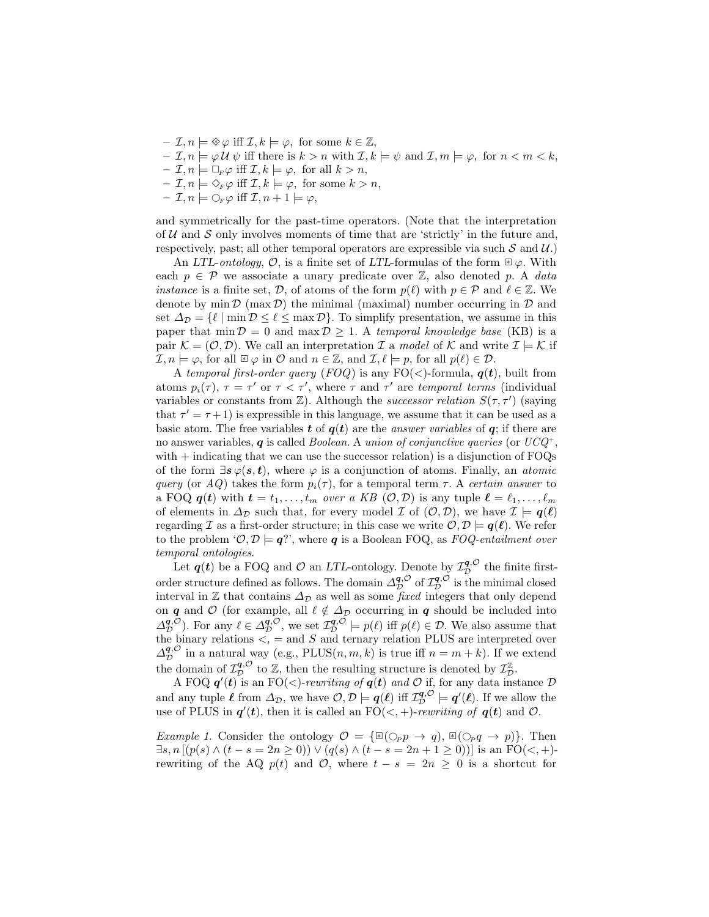– $\mathcal{I}, n \models \diamondsuit \varphi$ iff $\mathcal{I}, k \models \varphi$, for some $k \in \mathbb{Z}$,
– $\mathcal{I}, n \models \varphi \,\mathcal{U}\, \psi$ iff there is $k > n$ with $\mathcal{I}, k \models \psi$ and $\mathcal{I}, m \models \varphi$, for $n < m < k$,
– $\mathcal{I}, n \models \Box_F \varphi$ iff $\mathcal{I}, k \models \varphi$, for all $k > n$,
– $\mathcal{I}, n \models \Diamond_F \varphi$ iff $\mathcal{I}, k \models \varphi$, for some $k > n$,
– $\mathcal{I}, n \models \bigcirc_F \varphi$ iff $\mathcal{I}, n+1 \models \varphi$,

and symmetrically for the past-time operators. (Note that the interpretation of $\mathcal{U}$ and $\mathcal{S}$ only involves moments of time that are 'strictly' in the future and, respectively, past; all other temporal operators are expressible via such $\mathcal{S}$ and $\mathcal{U}$.)

An *LTL-ontology*, $\mathcal{O}$, is a finite set of *LTL*-formulas of the form $\boxtimes \varphi$. With each $p \in \mathcal{P}$ we associate a unary predicate over $\mathbb{Z}$, also denoted $p$. A *data instance* is a finite set, $\mathcal{D}$, of atoms of the form $p(\ell)$ with $p \in \mathcal{P}$ and $\ell \in \mathbb{Z}$. We denote by $\min \mathcal{D}$ ($\max \mathcal{D}$) the minimal (maximal) number occurring in $\mathcal{D}$ and set $\Delta_\mathcal{D} = \{\ell \mid \min \mathcal{D} \leq \ell \leq \max \mathcal{D}\}$. To simplify presentation, we assume in this paper that $\min \mathcal{D} = 0$ and $\max \mathcal{D} \geq 1$. A *temporal knowledge base* (KB) is a pair $\mathcal{K} = (\mathcal{O}, \mathcal{D})$. We call an interpretation $\mathcal{I}$ a *model* of $\mathcal{K}$ and write $\mathcal{I} \models \mathcal{K}$ if $\mathcal{I}, n \models \varphi$, for all $\boxtimes \varphi$ in $\mathcal{O}$ and $n \in \mathbb{Z}$, and $\mathcal{I}, \ell \models p$, for all $p(\ell) \in \mathcal{D}$.

A *temporal first-order query* (*FOQ*) is any FO($<$)-formula, $\boldsymbol{q}(\boldsymbol{t})$, built from atoms $p_i(\tau)$, $\tau = \tau'$ or $\tau < \tau'$, where $\tau$ and $\tau'$ are *temporal terms* (individual variables or constants from $\mathbb{Z}$). Although the *successor relation* $S(\tau, \tau')$ (saying that $\tau' = \tau + 1$) is expressible in this language, we assume that it can be used as a basic atom. The free variables $\boldsymbol{t}$ of $\boldsymbol{q}(\boldsymbol{t})$ are the *answer variables* of $\boldsymbol{q}$; if there are no answer variables, $\boldsymbol{q}$ is called *Boolean*. A *union of conjunctive queries* (or *UCQ*$^+$, with $+$ indicating that we can use the successor relation) is a disjunction of FOQs of the form $\exists \boldsymbol{s}\, \varphi(\boldsymbol{s}, \boldsymbol{t})$, where $\varphi$ is a conjunction of atoms. Finally, an *atomic query* (or *AQ*) takes the form $p_i(\tau)$, for a temporal term $\tau$. A *certain answer* to a FOQ $\boldsymbol{q}(\boldsymbol{t})$ with $\boldsymbol{t} = t_1, \dots, t_m$ *over a KB* $(\mathcal{O}, \mathcal{D})$ is any tuple $\boldsymbol{\ell} = \ell_1, \dots, \ell_m$ of elements in $\Delta_\mathcal{D}$ such that, for every model $\mathcal{I}$ of $(\mathcal{O}, \mathcal{D})$, we have $\mathcal{I} \models \boldsymbol{q}(\boldsymbol{\ell})$ regarding $\mathcal{I}$ as a first-order structure; in this case we write $\mathcal{O}, \mathcal{D} \models \boldsymbol{q}(\boldsymbol{\ell})$. We refer to the problem '$\mathcal{O}, \mathcal{D} \models \boldsymbol{q}$?', where $\boldsymbol{q}$ is a Boolean FOQ, as *FOQ-entailment over temporal ontologies*.

Let $\boldsymbol{q}(\boldsymbol{t})$ be a FOQ and $\mathcal{O}$ an *LTL*-ontology. Denote by $\mathcal{I}_\mathcal{D}^{\boldsymbol{q},\mathcal{O}}$ the finite first-order structure defined as follows. The domain $\Delta_\mathcal{D}^{\boldsymbol{q},\mathcal{O}}$ of $\mathcal{I}_\mathcal{D}^{\boldsymbol{q},\mathcal{O}}$ is the minimal closed interval in $\mathbb{Z}$ that contains $\Delta_\mathcal{D}$ as well as some *fixed* integers that only depend on $\boldsymbol{q}$ and $\mathcal{O}$ (for example, all $\ell \notin \Delta_\mathcal{D}$ occurring in $\boldsymbol{q}$ should be included into $\Delta_\mathcal{D}^{\boldsymbol{q},\mathcal{O}}$). For any $\ell \in \Delta_\mathcal{D}^{\boldsymbol{q},\mathcal{O}}$, we set $\mathcal{I}_\mathcal{D}^{\boldsymbol{q},\mathcal{O}} \models p(\ell)$ iff $p(\ell) \in \mathcal{D}$. We also assume that the binary relations $<$, $=$ and $S$ and ternary relation PLUS are interpreted over $\Delta_\mathcal{D}^{\boldsymbol{q},\mathcal{O}}$ in a natural way (e.g., PLUS$(n, m, k)$ is true iff $n = m + k$). If we extend the domain of $\mathcal{I}_\mathcal{D}^{\boldsymbol{q},\mathcal{O}}$ to $\mathbb{Z}$, then the resulting structure is denoted by $\mathcal{I}_\mathcal{D}^\mathbb{Z}$.

A FOQ $\boldsymbol{q}'(\boldsymbol{t})$ is an FO($<$)*-rewriting of* $\boldsymbol{q}(\boldsymbol{t})$ *and* $\mathcal{O}$ if, for any data instance $\mathcal{D}$ and any tuple $\boldsymbol{\ell}$ from $\Delta_\mathcal{D}$, we have $\mathcal{O}, \mathcal{D} \models \boldsymbol{q}(\boldsymbol{\ell})$ iff $\mathcal{I}_\mathcal{D}^{\boldsymbol{q},\mathcal{O}} \models \boldsymbol{q}'(\boldsymbol{\ell})$. If we allow the use of PLUS in $\boldsymbol{q}'(\boldsymbol{t})$, then it is called an FO($<, +$)*-rewriting of* $\boldsymbol{q}(\boldsymbol{t})$ and $\mathcal{O}$.

*Example 1.* Consider the ontology $\mathcal{O} = \{\boxtimes(\bigcirc_P p \to q), \boxtimes(\bigcirc_P q \to p)\}$. Then $\exists s, n\,[(p(s) \wedge (t - s = 2n \geq 0)) \vee (q(s) \wedge (t - s = 2n + 1 \geq 0))]$ is an FO($<, +$)-rewriting of the AQ $p(t)$ and $\mathcal{O}$, where $t - s = 2n \geq 0$ is a shortcut for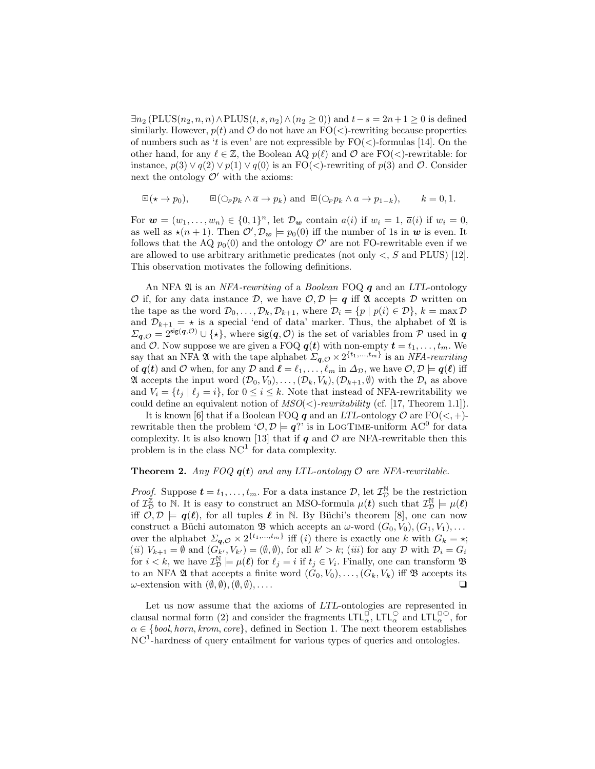$\exists n_2\,(\mathrm{PLUS}(n_2, n, n) \wedge \mathrm{PLUS}(t, s, n_2) \wedge (n_2 \geq 0))$ and $t - s = 2n + 1 \geq 0$ is defined similarly. However, $p(t)$ and $\mathcal{O}$ do not have an FO($<$)-rewriting because properties of numbers such as '$t$ is even' are not expressible by FO($<$)-formulas [14]. On the other hand, for any $\ell \in \mathbb{Z}$, the Boolean AQ $p(\ell)$ and $\mathcal{O}$ are FO($<$)-rewritable: for instance, $p(3) \vee q(2) \vee p(1) \vee q(0)$ is an FO($<$)-rewriting of $p(3)$ and $\mathcal{O}$. Consider next the ontology $\mathcal{O}'$ with the axioms:

$$\boxast(\star \to p_0), \qquad \boxast(\bigcirc_F p_k \wedge \overline{a} \to p_k) \text{ and } \boxast(\bigcirc_F p_k \wedge a \to p_{1-k}), \qquad k = 0, 1.$$

For $\boldsymbol{w} = (w_1, \dots, w_n) \in \{0,1\}^n$, let $\mathcal{D}_{\boldsymbol{w}}$ contain $a(i)$ if $w_i = 1$, $\overline{a}(i)$ if $w_i = 0$, as well as $\star(n+1)$. Then $\mathcal{O}', \mathcal{D}_{\boldsymbol{w}} \models p_0(0)$ iff the number of 1s in $\boldsymbol{w}$ is even. It follows that the AQ $p_0(0)$ and the ontology $\mathcal{O}'$ are not FO-rewritable even if we are allowed to use arbitrary arithmetic predicates (not only $<$, $S$ and PLUS) [12]. This observation motivates the following definitions.

An NFA $\mathfrak{A}$ is an *NFA-rewriting* of a *Boolean* FOQ $\boldsymbol{q}$ and an *LTL*-ontology $\mathcal{O}$ if, for any data instance $\mathcal{D}$, we have $\mathcal{O}, \mathcal{D} \models \boldsymbol{q}$ iff $\mathfrak{A}$ accepts $\mathcal{D}$ written on the tape as the word $\mathcal{D}_0, \dots, \mathcal{D}_k, \mathcal{D}_{k+1}$, where $\mathcal{D}_i = \{p \mid p(i) \in \mathcal{D}\}$, $k = \max \mathcal{D}$ and $\mathcal{D}_{k+1} = \star$ is a special 'end of data' marker. Thus, the alphabet of $\mathfrak{A}$ is $\Sigma_{\boldsymbol{q},\mathcal{O}} = 2^{\mathsf{sig}(\boldsymbol{q},\mathcal{O})} \cup \{\star\}$, where $\mathsf{sig}(\boldsymbol{q}, \mathcal{O})$ is the set of variables from $\mathcal{P}$ used in $\boldsymbol{q}$ and $\mathcal{O}$. Now suppose we are given a FOQ $\boldsymbol{q}(\boldsymbol{t})$ with non-empty $\boldsymbol{t} = t_1, \dots, t_m$. We say that an NFA $\mathfrak{A}$ with the tape alphabet $\Sigma_{\boldsymbol{q},\mathcal{O}} \times 2^{\{t_1,\dots,t_m\}}$ is an *NFA-rewriting* of $\boldsymbol{q}(\boldsymbol{t})$ and $\mathcal{O}$ when, for any $\mathcal{D}$ and $\boldsymbol{\ell} = \ell_1, \dots, \ell_m$ in $\Delta_{\mathcal{D}}$, we have $\mathcal{O}, \mathcal{D} \models \boldsymbol{q}(\boldsymbol{\ell})$ iff $\mathfrak{A}$ accepts the input word $(\mathcal{D}_0, V_0), \dots, (\mathcal{D}_k, V_k), (\mathcal{D}_{k+1}, \emptyset)$ with the $\mathcal{D}_i$ as above and $V_i = \{t_j \mid \ell_j = i\}$, for $0 \leq i \leq k$. Note that instead of NFA-rewritability we could define an equivalent notion of *MSO*($<$)*-rewritability* (cf. [17, Theorem 1.1]).

It is known [6] that if a Boolean FOQ $\boldsymbol{q}$ and an *LTL*-ontology $\mathcal{O}$ are FO($<,+$)-rewritable then the problem '$\mathcal{O}, \mathcal{D} \models \boldsymbol{q}$?' is in LogTime-uniform $\mathrm{AC}^0$ for data complexity. It is also known [13] that if $\boldsymbol{q}$ and $\mathcal{O}$ are NFA-rewritable then this problem is in the class $\mathrm{NC}^1$ for data complexity.

**Theorem 2.** *Any FOQ $\boldsymbol{q}(\boldsymbol{t})$ and any LTL-ontology $\mathcal{O}$ are NFA-rewritable.*

*Proof.* Suppose $\boldsymbol{t} = t_1, \dots, t_m$. For a data instance $\mathcal{D}$, let $\mathcal{I}_{\mathcal{D}}^{\mathbb{N}}$ be the restriction of $\mathcal{I}_{\mathcal{D}}^{\mathbb{Z}}$ to $\mathbb{N}$. It is easy to construct an MSO-formula $\mu(\boldsymbol{t})$ such that $\mathcal{I}_{\mathcal{D}}^{\mathbb{N}} \models \mu(\boldsymbol{\ell})$ iff $\mathcal{O}, \mathcal{D} \models \boldsymbol{q}(\boldsymbol{\ell})$, for all tuples $\boldsymbol{\ell}$ in $\mathbb{N}$. By Büchi's theorem [8], one can now construct a Büchi automaton $\mathfrak{B}$ which accepts an $\omega$-word $(G_0, V_0), (G_1, V_1), \dots$ over the alphabet $\Sigma_{\boldsymbol{q},\mathcal{O}} \times 2^{\{t_1,\dots,t_m\}}$ iff $(i)$ there is exactly one $k$ with $G_k = \star$; $(ii)$ $V_{k+1} = \emptyset$ and $(G_{k'}, V_{k'}) = (\emptyset, \emptyset)$, for all $k' > k$; $(iii)$ for any $\mathcal{D}$ with $\mathcal{D}_i = G_i$ for $i < k$, we have $\mathcal{I}_{\mathcal{D}}^{\mathbb{N}} \models \mu(\boldsymbol{\ell})$ for $\ell_j = i$ if $t_j \in V_i$. Finally, one can transform $\mathfrak{B}$ to an NFA $\mathfrak{A}$ that accepts a finite word $(G_0, V_0), \dots, (G_k, V_k)$ iff $\mathfrak{B}$ accepts its $\omega$-extension with $(\emptyset, \emptyset), (\emptyset, \emptyset), \dots$. ❑

Let us now assume that the axioms of *LTL*-ontologies are represented in clausal normal form (2) and consider the fragments $\mathsf{LTL}_\alpha^\Box$, $\mathsf{LTL}_\alpha^\bigcirc$ and $\mathsf{LTL}_\alpha^{\Box\bigcirc}$, for $\alpha \in \{\mathit{bool}, \mathit{horn}, \mathit{krom}, \mathit{core}\}$, defined in Section 1. The next theorem establishes $\mathrm{NC}^1$-hardness of query entailment for various types of queries and ontologies.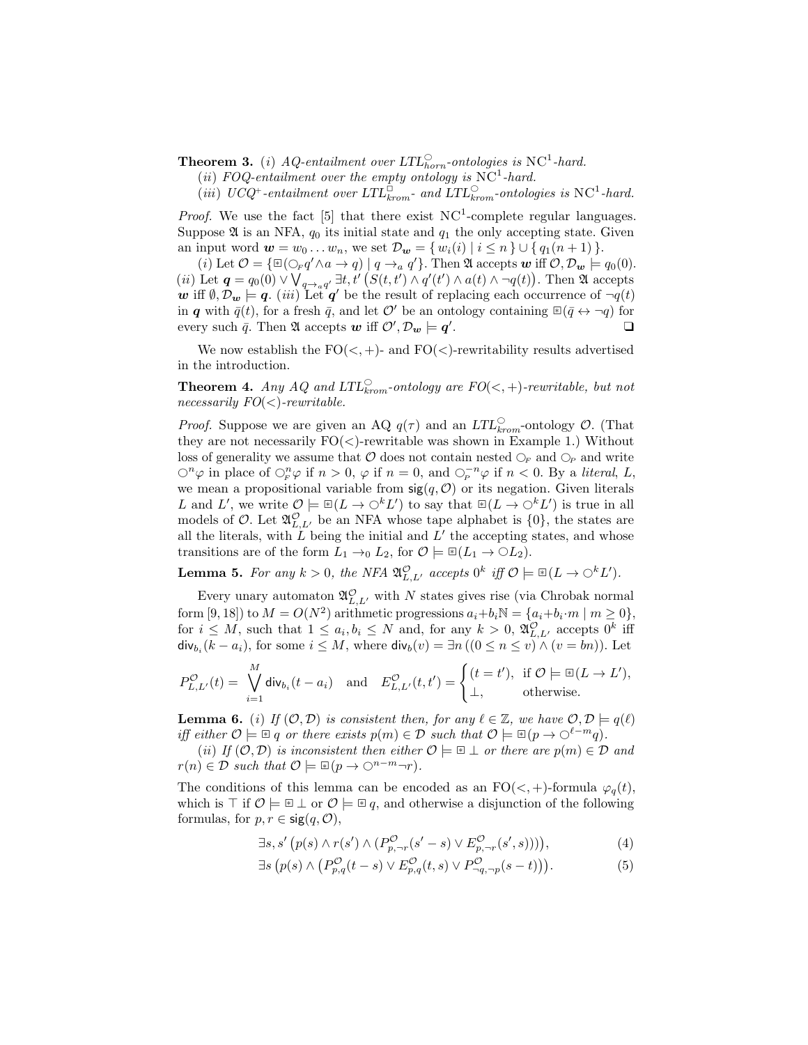**Theorem 3.** (*i*) *AQ-entailment over $LTL^{\bigcirc}_{horn}$-ontologies is* $\mathrm{NC}^1$*-hard.*

(*ii*) *FOQ-entailment over the empty ontology is* $\mathrm{NC}^1$*-hard.*

(*iii*) *$UCQ^+$-entailment over $LTL^{\Box}_{krom}$- and $LTL^{\bigcirc}_{krom}$-ontologies is* $\mathrm{NC}^1$*-hard.*

*Proof.* We use the fact [5] that there exist $\mathrm{NC}^1$-complete regular languages. Suppose $\mathfrak{A}$ is an NFA, $q_0$ its initial state and $q_1$ the only accepting state. Given an input word $\boldsymbol{w} = w_0 \dots w_n$, we set $\mathcal{D}_{\boldsymbol{w}} = \{ w_i(i) \mid i \leq n \} \cup \{ q_1(n+1) \}$.

(*i*) Let $\mathcal{O} = \{ \boxdot(\bigcirc_F q' \wedge a \to q) \mid q \to_a q' \}$. Then $\mathfrak{A}$ accepts $\boldsymbol{w}$ iff $\mathcal{O}, \mathcal{D}_{\boldsymbol{w}} \models q_0(0)$. (*ii*) Let $\boldsymbol{q} = q_0(0) \vee \bigvee_{q \to_a q'} \exists t, t' \big( S(t,t') \wedge q'(t') \wedge a(t) \wedge \neg q(t) \big)$. Then $\mathfrak{A}$ accepts $\boldsymbol{w}$ iff $\emptyset, \mathcal{D}_{\boldsymbol{w}} \models \boldsymbol{q}$. (*iii*) Let $\boldsymbol{q}'$ be the result of replacing each occurrence of $\neg q(t)$ in $\boldsymbol{q}$ with $\bar{q}(t)$, for a fresh $\bar{q}$, and let $\mathcal{O}'$ be an ontology containing $\boxdot(\bar{q} \leftrightarrow \neg q)$ for every such $\bar{q}$. Then $\mathfrak{A}$ accepts $\boldsymbol{w}$ iff $\mathcal{O}', \mathcal{D}_{\boldsymbol{w}} \models \boldsymbol{q}'$. ❑

We now establish the FO($<,+$)- and FO($<$)-rewritability results advertised in the introduction.

**Theorem 4.** *Any AQ and $LTL^{\bigcirc}_{krom}$-ontology are FO($<,+$)-rewritable, but not necessarily FO($<$)-rewritable.*

*Proof.* Suppose we are given an AQ $q(\tau)$ and an $LTL^{\bigcirc}_{krom}$-ontology $\mathcal{O}$. (That they are not necessarily FO($<$)-rewritable was shown in Example 1.) Without loss of generality we assume that $\mathcal{O}$ does not contain nested $\bigcirc_F$ and $\bigcirc_P$ and write $\bigcirc^n \varphi$ in place of $\bigcirc_F^n \varphi$ if $n > 0$, $\varphi$ if $n = 0$, and $\bigcirc_P^{-n} \varphi$ if $n < 0$. By a *literal*, $L$, we mean a propositional variable from $\mathsf{sig}(q, \mathcal{O})$ or its negation. Given literals $L$ and $L'$, we write $\mathcal{O} \models \boxdot(L \to \bigcirc^k L')$ to say that $\boxdot(L \to \bigcirc^k L')$ is true in all models of $\mathcal{O}$. Let $\mathfrak{A}^{\mathcal{O}}_{L,L'}$ be an NFA whose tape alphabet is $\{0\}$, the states are all the literals, with $L$ being the initial and $L'$ the accepting states, and whose transitions are of the form $L_1 \to_0 L_2$, for $\mathcal{O} \models \boxdot(L_1 \to \bigcirc L_2)$.

**Lemma 5.** *For any $k > 0$, the NFA $\mathfrak{A}^{\mathcal{O}}_{L,L'}$ accepts $0^k$ iff $\mathcal{O} \models \boxdot(L \to \bigcirc^k L')$.*

Every unary automaton $\mathfrak{A}^{\mathcal{O}}_{L,L'}$ with $N$ states gives rise (via Chrobak normal form [9, 18]) to $M = O(N^2)$ arithmetic progressions $a_i + b_i\mathbb{N} = \{ a_i + b_i \cdot m \mid m \geq 0 \}$, for $i \leq M$, such that $1 \leq a_i, b_i \leq N$ and, for any $k > 0$, $\mathfrak{A}^{\mathcal{O}}_{L,L'}$ accepts $0^k$ iff $\mathsf{div}_{b_i}(k - a_i)$, for some $i \leq M$, where $\mathsf{div}_b(v) = \exists n \, ((0 \leq n \leq v) \wedge (v = bn))$. Let

$$P^{\mathcal{O}}_{L,L'}(t) = \bigvee_{i=1}^{M} \mathsf{div}_{b_i}(t - a_i) \quad \text{and} \quad E^{\mathcal{O}}_{L,L'}(t,t') = \begin{cases} (t = t'), & \text{if } \mathcal{O} \models \boxdot(L \to L'), \\ \bot, & \text{otherwise.} \end{cases}$$

**Lemma 6.** (*i*) *If $(\mathcal{O}, \mathcal{D})$ is consistent then, for any $\ell \in \mathbb{Z}$, we have $\mathcal{O}, \mathcal{D} \models q(\ell)$ iff either $\mathcal{O} \models \boxdot\, q$ or there exists $p(m) \in \mathcal{D}$ such that $\mathcal{O} \models \boxdot(p \to \bigcirc^{\ell - m} q)$.*

(*ii*) *If $(\mathcal{O}, \mathcal{D})$ is inconsistent then either $\mathcal{O} \models \boxdot \bot$ or there are $p(m) \in \mathcal{D}$ and $r(n) \in \mathcal{D}$ such that $\mathcal{O} \models \boxdot(p \to \bigcirc^{n-m} \neg r)$.*

The conditions of this lemma can be encoded as an FO($<,+$)-formula $\varphi_q(t)$, which is $\top$ if $\mathcal{O} \models \boxdot \bot$ or $\mathcal{O} \models \boxdot\, q$, and otherwise a disjunction of the following formulas, for $p, r \in \mathsf{sig}(q, \mathcal{O})$,

$$\exists s, s' \big( p(s) \wedge r(s') \wedge (P^{\mathcal{O}}_{p,\neg r}(s' - s) \vee E^{\mathcal{O}}_{p,\neg r}(s', s)) \big), \tag{4}$$

$$\exists s \big( p(s) \wedge \big( P^{\mathcal{O}}_{p,q}(t - s) \vee E^{\mathcal{O}}_{p,q}(t, s) \vee P^{\mathcal{O}}_{\neg q, \neg p}(s - t) \big) \big). \tag{5}$$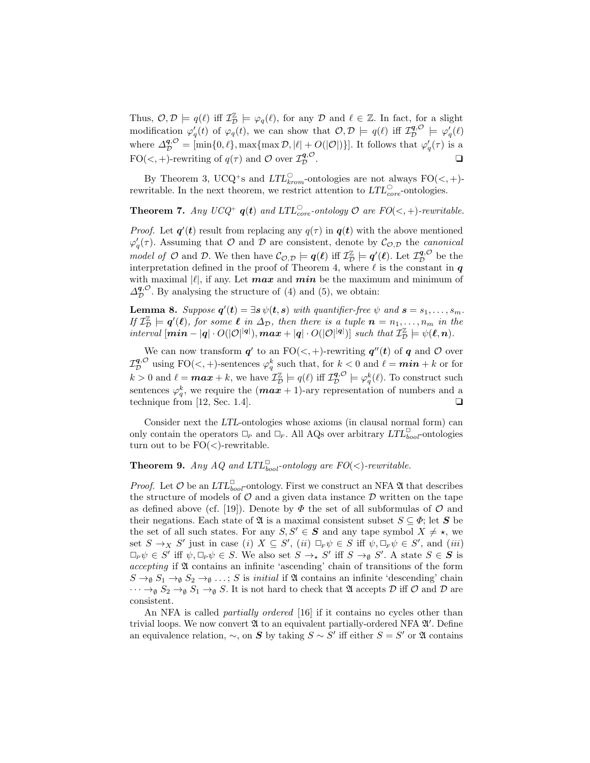Thus, $\mathcal{O}, \mathcal{D} \models q(\ell)$ iff $\mathcal{I}^{\mathbb{Z}}_{\mathcal{D}} \models \varphi_q(\ell)$, for any $\mathcal{D}$ and $\ell \in \mathbb{Z}$. In fact, for a slight modification $\varphi'_q(t)$ of $\varphi_q(t)$, we can show that $\mathcal{O}, \mathcal{D} \models q(\ell)$ iff $\mathcal{I}^{\boldsymbol{q},\mathcal{O}}_{\mathcal{D}} \models \varphi'_q(\ell)$ where $\Delta^{\boldsymbol{q},\mathcal{O}}_{\mathcal{D}} = [\min\{0, \ell\}, \max\{\max \mathcal{D}, |\ell| + O(|\mathcal{O}|)\}]$. It follows that $\varphi'_q(\tau)$ is a FO($<, +$)-rewriting of $q(\tau)$ and $\mathcal{O}$ over $\mathcal{I}^{\boldsymbol{q},\mathcal{O}}_{\mathcal{D}}$. ❑

By Theorem 3, UCQ$^+$s and $\mathit{LTL}^{\bigcirc}_{krom}$-ontologies are not always FO($<, +$)-rewritable. In the next theorem, we restrict attention to $\mathit{LTL}^{\bigcirc}_{core}$-ontologies.

**Theorem 7.** *Any UCQ$^+$ $\boldsymbol{q}(\boldsymbol{t})$ and $\mathit{LTL}^{\bigcirc}_{core}$-ontology $\mathcal{O}$ are FO($<, +$)-rewritable.*

*Proof.* Let $\boldsymbol{q}'(\boldsymbol{t})$ result from replacing any $q(\tau)$ in $\boldsymbol{q}(\boldsymbol{t})$ with the above mentioned $\varphi'_q(\tau)$. Assuming that $\mathcal{O}$ and $\mathcal{D}$ are consistent, denote by $\mathcal{C}_{\mathcal{O},\mathcal{D}}$ the *canonical model of* $\mathcal{O}$ and $\mathcal{D}$. We then have $\mathcal{C}_{\mathcal{O},\mathcal{D}} \models \boldsymbol{q}(\boldsymbol{\ell})$ iff $\mathcal{I}^{\mathbb{Z}}_{\mathcal{D}} \models \boldsymbol{q}'(\boldsymbol{\ell})$. Let $\mathcal{I}^{\boldsymbol{q},\mathcal{O}}_{\mathcal{D}}$ be the interpretation defined in the proof of Theorem 4, where $\ell$ is the constant in $\boldsymbol{q}$ with maximal $|\ell|$, if any. Let $\boldsymbol{max}$ and $\boldsymbol{min}$ be the maximum and minimum of $\Delta^{\boldsymbol{q},\mathcal{O}}_{\mathcal{D}}$. By analysing the structure of (4) and (5), we obtain:

**Lemma 8.** *Suppose $\boldsymbol{q}'(\boldsymbol{t}) = \exists \boldsymbol{s}\, \psi(\boldsymbol{t}, \boldsymbol{s})$ with quantifier-free $\psi$ and $\boldsymbol{s} = s_1, \dots, s_m$. If $\mathcal{I}^{\mathbb{Z}}_{\mathcal{D}} \models \boldsymbol{q}'(\boldsymbol{\ell})$, for some $\boldsymbol{\ell}$ in $\Delta_{\mathcal{D}}$, then there is a tuple $\boldsymbol{n} = n_1, \dots, n_m$ in the interval $[\boldsymbol{min} - |\boldsymbol{q}| \cdot O(|\mathcal{O}|^{|\boldsymbol{q}|}), \boldsymbol{max} + |\boldsymbol{q}| \cdot O(|\mathcal{O}|^{|\boldsymbol{q}|})]$ such that $\mathcal{I}^{\mathbb{Z}}_{\mathcal{D}} \models \psi(\boldsymbol{\ell}, \boldsymbol{n})$.*

We can now transform $\boldsymbol{q}'$ to an FO($<, +$)-rewriting $\boldsymbol{q}''(\boldsymbol{t})$ of $\boldsymbol{q}$ and $\mathcal{O}$ over $\mathcal{I}^{\boldsymbol{q},\mathcal{O}}_{\mathcal{D}}$ using FO($<, +$)-sentences $\varphi^k_q$ such that, for $k < 0$ and $\ell = \boldsymbol{min} + k$ or for $k > 0$ and $\ell = \boldsymbol{max} + k$, we have $\mathcal{I}^{\mathbb{Z}}_{\mathcal{D}} \models q(\ell)$ iff $\mathcal{I}^{\boldsymbol{q},\mathcal{O}}_{\mathcal{D}} \models \varphi^k_q(\ell)$. To construct such sentences $\varphi^k_q$, we require the $(\boldsymbol{max} + 1)$-ary representation of numbers and a technique from [12, Sec. 1.4]. ❑

Consider next the *LTL*-ontologies whose axioms (in clausal normal form) can only contain the operators $\Box_P$ and $\Box_F$. All AQs over arbitrary $\mathit{LTL}^{\Box}_{bool}$-ontologies turn out to be FO($<$)-rewritable.

**Theorem 9.** *Any AQ and $\mathit{LTL}^{\Box}_{bool}$-ontology are FO($<$)-rewritable.*

*Proof.* Let $\mathcal{O}$ be an $\mathit{LTL}^{\Box}_{bool}$-ontology. First we construct an NFA $\mathfrak{A}$ that describes the structure of models of $\mathcal{O}$ and a given data instance $\mathcal{D}$ written on the tape as defined above (cf. [19]). Denote by $\Phi$ the set of all subformulas of $\mathcal{O}$ and their negations. Each state of $\mathfrak{A}$ is a maximal consistent subset $S \subseteq \Phi$; let $\boldsymbol{S}$ be the set of all such states. For any $S, S' \in \boldsymbol{S}$ and any tape symbol $X \neq \star$, we set $S \to_X S'$ just in case (*i*) $X \subseteq S'$, (*ii*) $\Box_F \psi \in S$ iff $\psi, \Box_F \psi \in S'$, and (*iii*) $\Box_P \psi \in S'$ iff $\psi, \Box_P \psi \in S$. We also set $S \to_\star S'$ iff $S \to_\emptyset S'$. A state $S \in \boldsymbol{S}$ is *accepting* if $\mathfrak{A}$ contains an infinite 'ascending' chain of transitions of the form $S \to_\emptyset S_1 \to_\emptyset S_2 \to_\emptyset \dots$; $S$ is *initial* if $\mathfrak{A}$ contains an infinite 'descending' chain $\dots \to_\emptyset S_2 \to_\emptyset S_1 \to_\emptyset S$. It is not hard to check that $\mathfrak{A}$ accepts $\mathcal{D}$ iff $\mathcal{O}$ and $\mathcal{D}$ are consistent.

An NFA is called *partially ordered* [16] if it contains no cycles other than trivial loops. We now convert $\mathfrak{A}$ to an equivalent partially-ordered NFA $\mathfrak{A}'$. Define an equivalence relation, $\sim$, on $\boldsymbol{S}$ by taking $S \sim S'$ iff either $S = S'$ or $\mathfrak{A}$ contains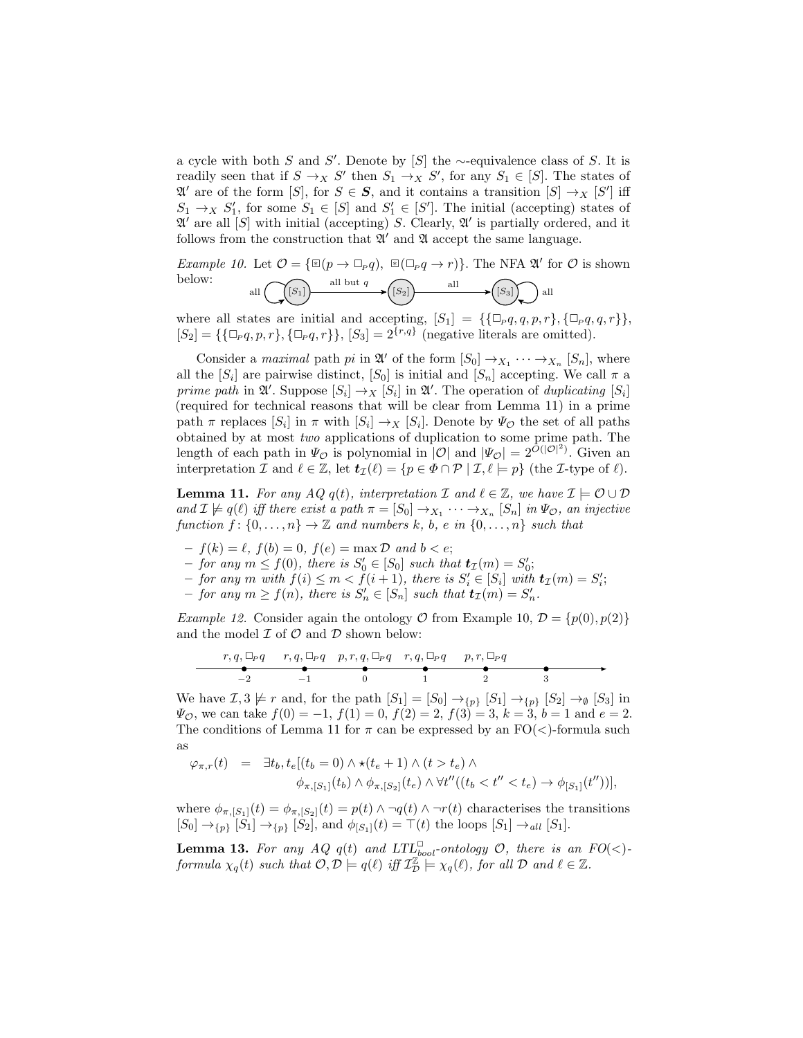a cycle with both $S$ and $S'$. Denote by $[S]$ the $\sim$-equivalence class of $S$. It is readily seen that if $S \to_X S'$ then $S_1 \to_X S'$, for any $S_1 \in [S]$. The states of $\mathfrak{A}'$ are of the form $[S]$, for $S \in \boldsymbol{S}$, and it contains a transition $[S] \to_X [S']$ iff $S_1 \to_X S_1'$, for some $S_1 \in [S]$ and $S_1' \in [S']$. The initial (accepting) states of $\mathfrak{A}'$ are all $[S]$ with initial (accepting) $S$. Clearly, $\mathfrak{A}'$ is partially ordered, and it follows from the construction that $\mathfrak{A}'$ and $\mathfrak{A}$ accept the same language.

*Example 10.* Let $\mathcal{O} = \{\boxast(p \to \Box_P q),\ \boxast(\Box_P q \to r)\}$. The NFA $\mathfrak{A}'$ for $\mathcal{O}$ is shown below:

$$\text{all} \circlearrowleft [S_1] \xrightarrow{\text{all but } q} [S_2] \xrightarrow{\text{all}} [S_3] \circlearrowright \text{all}$$

where all states are initial and accepting, $[S_1] = \{\{\Box_P q, q, p, r\}, \{\Box_P q, q, r\}\}$, $[S_2] = \{\{\Box_P q, p, r\}, \{\Box_P q, r\}\}$, $[S_3] = 2^{\{r,q\}}$ (negative literals are omitted).

Consider a *maximal* path *pi* in $\mathfrak{A}'$ of the form $[S_0] \to_{X_1} \cdots \to_{X_n} [S_n]$, where all the $[S_i]$ are pairwise distinct, $[S_0]$ is initial and $[S_n]$ accepting. We call $\pi$ a *prime path* in $\mathfrak{A}'$. Suppose $[S_i] \to_X [S_i]$ in $\mathfrak{A}'$. The operation of *duplicating* $[S_i]$ (required for technical reasons that will be clear from Lemma 11) in a prime path $\pi$ replaces $[S_i]$ in $\pi$ with $[S_i] \to_X [S_i]$. Denote by $\Psi_\mathcal{O}$ the set of all paths obtained by at most *two* applications of duplication to some prime path. The length of each path in $\Psi_\mathcal{O}$ is polynomial in $|\mathcal{O}|$ and $|\Psi_\mathcal{O}| = 2^{O(|\mathcal{O}|^2)}$. Given an interpretation $\mathcal{I}$ and $\ell \in \mathbb{Z}$, let $\boldsymbol{t}_\mathcal{I}(\ell) = \{p \in \Phi \cap \mathcal{P} \mid \mathcal{I}, \ell \models p\}$ (the $\mathcal{I}$-type of $\ell$).

**Lemma 11.** *For any AQ $q(t)$, interpretation $\mathcal{I}$ and $\ell \in \mathbb{Z}$, we have $\mathcal{I} \models \mathcal{O} \cup \mathcal{D}$ and $\mathcal{I} \not\models q(\ell)$ iff there exist a path $\pi = [S_0] \to_{X_1} \cdots \to_{X_n} [S_n]$ in $\Psi_\mathcal{O}$, an injective function $f\colon \{0, \dots, n\} \to \mathbb{Z}$ and numbers $k$, $b$, $e$ in $\{0, \dots, n\}$ such that*

- *$f(k) = \ell$, $f(b) = 0$, $f(e) = \max \mathcal{D}$ and $b < e$;*
- *for any $m \le f(0)$, there is $S_0' \in [S_0]$ such that $\boldsymbol{t}_\mathcal{I}(m) = S_0'$;*
- *for any $m$ with $f(i) \le m < f(i+1)$, there is $S_i' \in [S_i]$ with $\boldsymbol{t}_\mathcal{I}(m) = S_i'$;*
- *for any $m \ge f(n)$, there is $S_n' \in [S_n]$ such that $\boldsymbol{t}_\mathcal{I}(m) = S_n'$.*

*Example 12.* Consider again the ontology $\mathcal{O}$ from Example 10, $\mathcal{D} = \{p(0), p(2)\}$ and the model $\mathcal{I}$ of $\mathcal{O}$ and $\mathcal{D}$ shown below:

| $-2$ | $-1$ | $0$ | $1$ | $2$ | $3$ |
|---|---|---|---|---|---|
| $r, q, \Box_P q$ | $r, q, \Box_P q$ | $p, r, q, \Box_P q$ | $r, q, \Box_P q$ | $p, r, \Box_P q$ | |

We have $\mathcal{I}, 3 \not\models r$ and, for the path $[S_1] = [S_0] \to_{\{p\}} [S_1] \to_{\{p\}} [S_2] \to_\emptyset [S_3]$ in $\Psi_\mathcal{O}$, we can take $f(0) = -1$, $f(1) = 0$, $f(2) = 2$, $f(3) = 3$, $k = 3$, $b = 1$ and $e = 2$. The conditions of Lemma 11 for $\pi$ can be expressed by an FO($<$)-formula such as

$$\varphi_{\pi,r}(t) \;=\; \exists t_b, t_e[(t_b = 0) \wedge \star(t_e + 1) \wedge (t > t_e) \wedge \phi_{\pi,[S_1]}(t_b) \wedge \phi_{\pi,[S_2]}(t_e) \wedge \forall t''((t_b < t'' < t_e) \to \phi_{[S_1]}(t''))],$$

where $\phi_{\pi,[S_1]}(t) = \phi_{\pi,[S_2]}(t) = p(t) \wedge \neg q(t) \wedge \neg r(t)$ characterises the transitions $[S_0] \to_{\{p\}} [S_1] \to_{\{p\}} [S_2]$, and $\phi_{[S_1]}(t) = \top(t)$ the loops $[S_1] \to_{all} [S_1]$.

**Lemma 13.** *For any AQ $q(t)$ and $LTL^\Box_{bool}$-ontology $\mathcal{O}$, there is an FO($<$)-formula $\chi_q(t)$ such that $\mathcal{O}, \mathcal{D} \models q(\ell)$ iff $\mathcal{I}^\mathbb{Z}_\mathcal{D} \models \chi_q(\ell)$, for all $\mathcal{D}$ and $\ell \in \mathbb{Z}$.*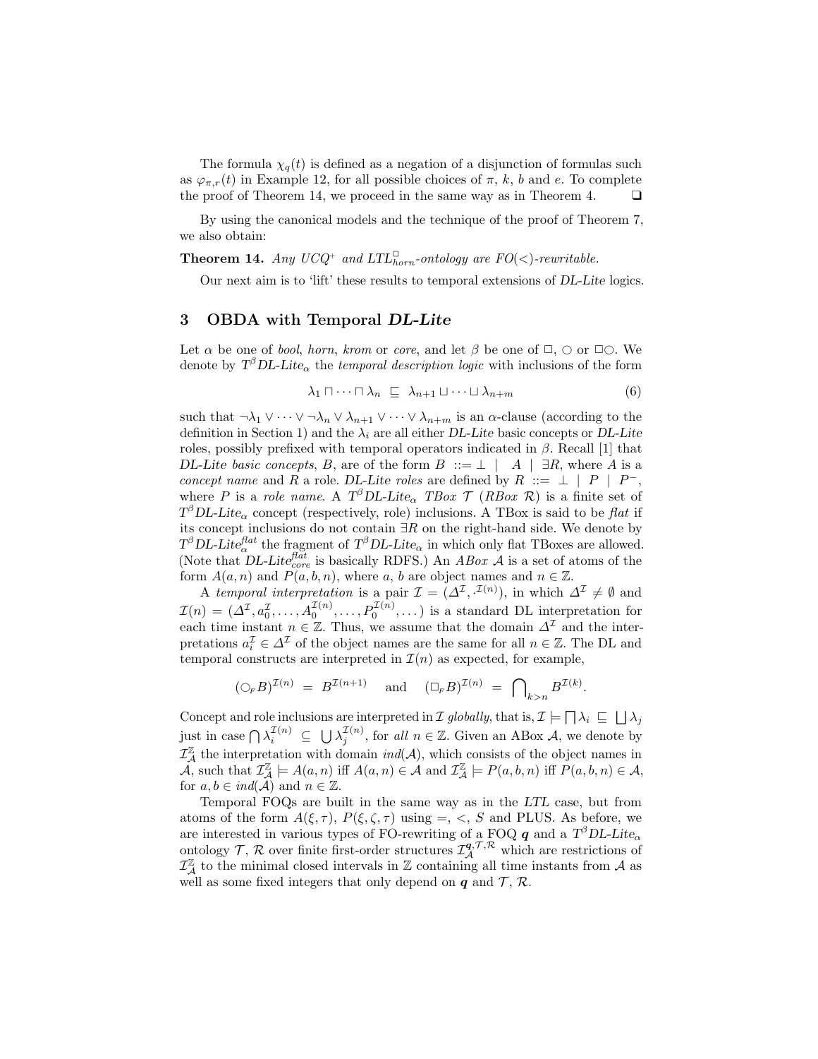The formula $\chi_q(t)$ is defined as a negation of a disjunction of formulas such as $\varphi_{\pi,r}(t)$ in Example 12, for all possible choices of $\pi$, $k$, $b$ and $e$. To complete the proof of Theorem 14, we proceed in the same way as in Theorem 4. ❑

By using the canonical models and the technique of the proof of Theorem 7, we also obtain:

**Theorem 14.** *Any $UCQ^+$ and $LTL^{\Box}_{horn}$-ontology are FO(<)-rewritable.*

Our next aim is to 'lift' these results to temporal extensions of *DL-Lite* logics.

## 3 OBDA with Temporal *DL-Lite*

Let $\alpha$ be one of *bool*, *horn*, *krom* or *core*, and let $\beta$ be one of $\Box$, $\bigcirc$ or $\Box\bigcirc$. We denote by $T^{\beta}$*DL-Lite*$_{\alpha}$ the *temporal description logic* with inclusions of the form

$$\lambda_1 \sqcap \cdots \sqcap \lambda_n \ \sqsubseteq\ \lambda_{n+1} \sqcup \cdots \sqcup \lambda_{n+m} \tag{6}$$

such that $\neg\lambda_1 \vee \cdots \vee \neg\lambda_n \vee \lambda_{n+1} \vee \cdots \vee \lambda_{n+m}$ is an $\alpha$-clause (according to the definition in Section 1) and the $\lambda_i$ are all either *DL-Lite* basic concepts or *DL-Lite* roles, possibly prefixed with temporal operators indicated in $\beta$. Recall [1] that *DL-Lite basic concepts*, $B$, are of the form $B \ ::= \bot \ | \ A \ | \ \exists R$, where $A$ is a *concept name* and $R$ a role. *DL-Lite roles* are defined by $R \ ::= \ \bot \ | \ P \ | \ P^-$, where $P$ is a *role name*. A $T^{\beta}$*DL-Lite*$_{\alpha}$ *TBox* $\mathcal{T}$ (*RBox* $\mathcal{R}$) is a finite set of $T^{\beta}$*DL-Lite*$_{\alpha}$ concept (respectively, role) inclusions. A TBox is said to be *flat* if its concept inclusions do not contain $\exists R$ on the right-hand side. We denote by $T^{\beta}$*DL-Lite*$^{flat}_{\alpha}$ the fragment of $T^{\beta}$*DL-Lite*$_{\alpha}$ in which only flat TBoxes are allowed. (Note that *DL-Lite*$^{flat}_{core}$ is basically RDFS.) An *ABox* $\mathcal{A}$ is a set of atoms of the form $A(a,n)$ and $P(a,b,n)$, where $a$, $b$ are object names and $n \in \mathbb{Z}$.

A *temporal interpretation* is a pair $\mathcal{I} = (\Delta^{\mathcal{I}}, \cdot^{\mathcal{I}(n)})$, in which $\Delta^{\mathcal{I}} \neq \emptyset$ and $\mathcal{I}(n) = (\Delta^{\mathcal{I}}, a_0^{\mathcal{I}}, \dots, A_0^{\mathcal{I}(n)}, \dots, P_0^{\mathcal{I}(n)}, \dots)$ is a standard DL interpretation for each time instant $n \in \mathbb{Z}$. Thus, we assume that the domain $\Delta^{\mathcal{I}}$ and the interpretations $a_i^{\mathcal{I}} \in \Delta^{\mathcal{I}}$ of the object names are the same for all $n \in \mathbb{Z}$. The DL and temporal constructs are interpreted in $\mathcal{I}(n)$ as expected, for example,

$$(\bigcirc_F B)^{\mathcal{I}(n)} \ = \ B^{\mathcal{I}(n+1)} \quad \text{ and } \quad (\Box_F B)^{\mathcal{I}(n)} \ = \ \bigcap\nolimits_{k>n} B^{\mathcal{I}(k)}.$$

Concept and role inclusions are interpreted in $\mathcal{I}$ *globally*, that is, $\mathcal{I} \models \bigsqcap \lambda_i \ \sqsubseteq \ \bigsqcup \lambda_j$ just in case $\bigcap \lambda_i^{\mathcal{I}(n)} \ \subseteq \ \bigcup \lambda_j^{\mathcal{I}(n)}$, for *all* $n \in \mathbb{Z}$. Given an ABox $\mathcal{A}$, we denote by $\mathcal{I}_{\mathcal{A}}^{\mathbb{Z}}$ the interpretation with domain $ind(\mathcal{A})$, which consists of the object names in $\mathcal{A}$, such that $\mathcal{I}_{\mathcal{A}}^{\mathbb{Z}} \models A(a,n)$ iff $A(a,n) \in \mathcal{A}$ and $\mathcal{I}_{\mathcal{A}}^{\mathbb{Z}} \models P(a,b,n)$ iff $P(a,b,n) \in \mathcal{A}$, for $a, b \in ind(\mathcal{A})$ and $n \in \mathbb{Z}$.

Temporal FOQs are built in the same way as in the *LTL* case, but from atoms of the form $A(\xi,\tau)$, $P(\xi,\zeta,\tau)$ using $=$, $<$, $S$ and PLUS. As before, we are interested in various types of FO-rewriting of a FOQ $\boldsymbol{q}$ and a $T^{\beta}$*DL-Lite*$_{\alpha}$ ontology $\mathcal{T}$, $\mathcal{R}$ over finite first-order structures $\mathcal{I}_{\mathcal{A}}^{\boldsymbol{q},\mathcal{T},\mathcal{R}}$ which are restrictions of $\mathcal{I}_{\mathcal{A}}^{\mathbb{Z}}$ to the minimal closed intervals in $\mathbb{Z}$ containing all time instants from $\mathcal{A}$ as well as some fixed integers that only depend on $\boldsymbol{q}$ and $\mathcal{T}$, $\mathcal{R}$.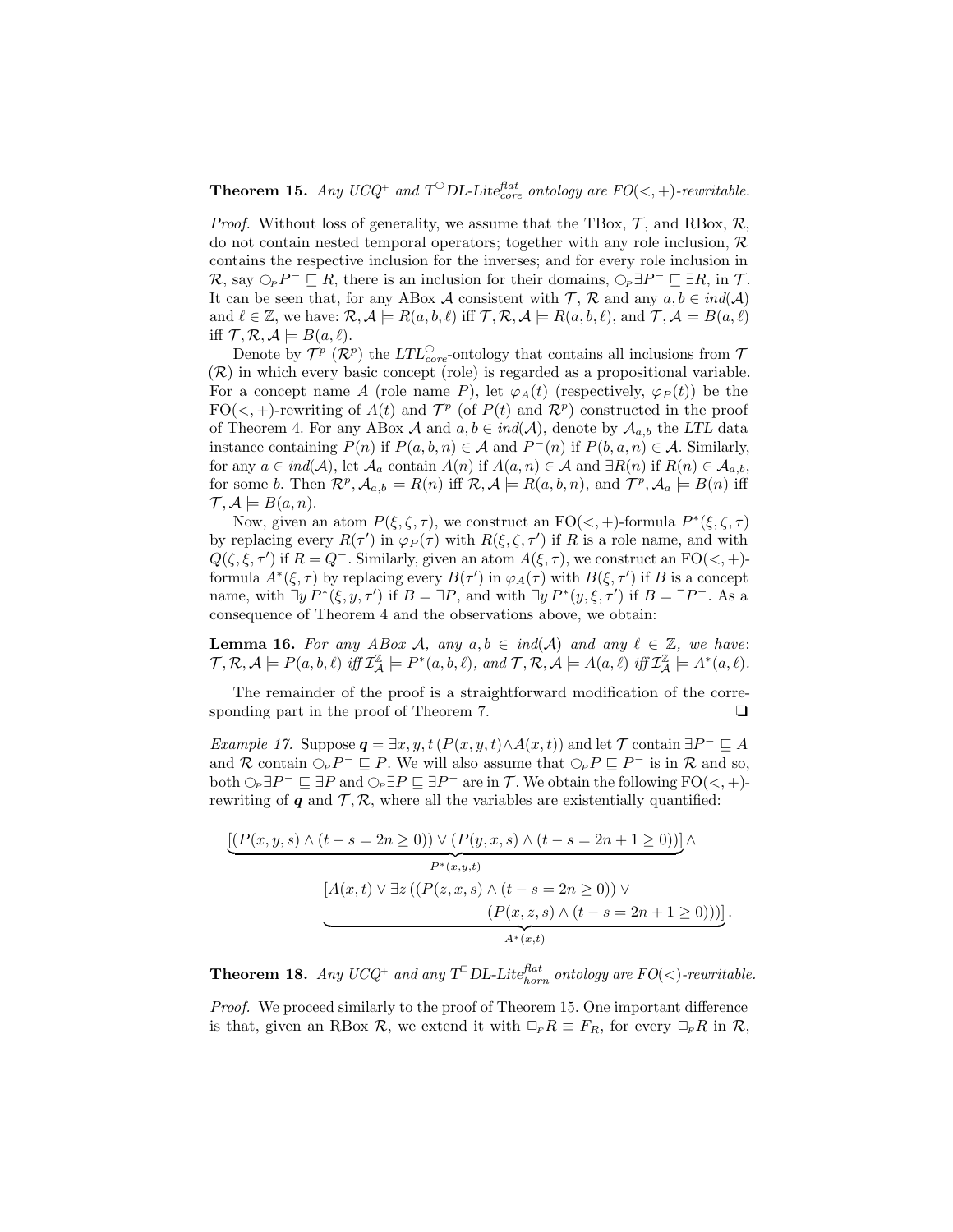**Theorem 15.** *Any UCQ*$^+$ *and* $T^{\bigcirc}$*DL-Lite*$^{flat}_{core}$ *ontology are FO*$(<,+)$*-rewritable.*

*Proof.* Without loss of generality, we assume that the TBox, $\mathcal{T}$, and RBox, $\mathcal{R}$, do not contain nested temporal operators; together with any role inclusion, $\mathcal{R}$ contains the respective inclusion for the inverses; and for every role inclusion in $\mathcal{R}$, say $\bigcirc_P P^- \sqsubseteq R$, there is an inclusion for their domains, $\bigcirc_P \exists P^- \sqsubseteq \exists R$, in $\mathcal{T}$. It can be seen that, for any ABox $\mathcal{A}$ consistent with $\mathcal{T}$, $\mathcal{R}$ and any $a, b \in ind(\mathcal{A})$ and $\ell \in \mathbb{Z}$, we have: $\mathcal{R}, \mathcal{A} \models R(a, b, \ell)$ iff $\mathcal{T}, \mathcal{R}, \mathcal{A} \models R(a, b, \ell)$, and $\mathcal{T}, \mathcal{A} \models B(a, \ell)$ iff $\mathcal{T}, \mathcal{R}, \mathcal{A} \models B(a, \ell)$.

Denote by $\mathcal{T}^p$ ($\mathcal{R}^p$) the $LTL^{\bigcirc}_{core}$-ontology that contains all inclusions from $\mathcal{T}$ ($\mathcal{R}$) in which every basic concept (role) is regarded as a propositional variable. For a concept name $A$ (role name $P$), let $\varphi_A(t)$ (respectively, $\varphi_P(t)$) be the FO$(<,+)$-rewriting of $A(t)$ and $\mathcal{T}^p$ (of $P(t)$ and $\mathcal{R}^p$) constructed in the proof of Theorem 4. For any ABox $\mathcal{A}$ and $a, b \in ind(\mathcal{A})$, denote by $\mathcal{A}_{a,b}$ the $LTL$ data instance containing $P(n)$ if $P(a, b, n) \in \mathcal{A}$ and $P^-(n)$ if $P(b, a, n) \in \mathcal{A}$. Similarly, for any $a \in ind(\mathcal{A})$, let $\mathcal{A}_a$ contain $A(n)$ if $A(a, n) \in \mathcal{A}$ and $\exists R(n)$ if $R(n) \in \mathcal{A}_{a,b}$, for some $b$. Then $\mathcal{R}^p, \mathcal{A}_{a,b} \models R(n)$ iff $\mathcal{R}, \mathcal{A} \models R(a, b, n)$, and $\mathcal{T}^p, \mathcal{A}_a \models B(n)$ iff $\mathcal{T}, \mathcal{A} \models B(a, n)$.

Now, given an atom $P(\xi, \zeta, \tau)$, we construct an FO$(<,+)$-formula $P^*(\xi, \zeta, \tau)$ by replacing every $R(\tau')$ in $\varphi_P(\tau)$ with $R(\xi, \zeta, \tau')$ if $R$ is a role name, and with $Q(\zeta, \xi, \tau')$ if $R = Q^-$. Similarly, given an atom $A(\xi, \tau)$, we construct an FO$(<,+)$-formula $A^*(\xi, \tau)$ by replacing every $B(\tau')$ in $\varphi_A(\tau)$ with $B(\xi, \tau')$ if $B$ is a concept name, with $\exists y\, P^*(\xi, y, \tau')$ if $B = \exists P$, and with $\exists y\, P^*(y, \xi, \tau')$ if $B = \exists P^-$. As a consequence of Theorem 4 and the observations above, we obtain:

**Lemma 16.** *For any ABox $\mathcal{A}$, any $a, b \in ind(\mathcal{A})$ and any $\ell \in \mathbb{Z}$, we have: $\mathcal{T}, \mathcal{R}, \mathcal{A} \models P(a, b, \ell)$ iff $\mathcal{I}^{\mathbb{Z}}_{\mathcal{A}} \models P^*(a, b, \ell)$, and $\mathcal{T}, \mathcal{R}, \mathcal{A} \models A(a, \ell)$ iff $\mathcal{I}^{\mathbb{Z}}_{\mathcal{A}} \models A^*(a, \ell)$.*

The remainder of the proof is a straightforward modification of the corresponding part in the proof of Theorem 7. ❑

*Example 17.* Suppose $\boldsymbol{q} = \exists x, y, t\, (P(x, y, t) \wedge A(x, t))$ and let $\mathcal{T}$ contain $\exists P^- \sqsubseteq A$ and $\mathcal{R}$ contain $\bigcirc_P P^- \sqsubseteq P$. We will also assume that $\bigcirc_P P \sqsubseteq P^-$ is in $\mathcal{R}$ and so, both $\bigcirc_P \exists P^- \sqsubseteq \exists P$ and $\bigcirc_P \exists P \sqsubseteq \exists P^-$ are in $\mathcal{T}$. We obtain the following FO$(<,+)$-rewriting of $\boldsymbol{q}$ and $\mathcal{T}, \mathcal{R}$, where all the variables are existentially quantified:

$$
\underbrace{[(P(x,y,s) \wedge (t - s = 2n \geq 0)) \vee (P(y,x,s) \wedge (t - s = 2n + 1 \geq 0))]}_{P^*(x,y,t)} \wedge
$$

$$
\underbrace{[A(x,t) \vee \exists z\, ((P(z,x,s) \wedge (t - s = 2n \geq 0)) \vee (P(x,z,s) \wedge (t - s = 2n + 1 \geq 0)))]}_{A^*(x,t)}.
$$

**Theorem 18.** *Any UCQ*$^+$ *and any* $T^{\Box}$*DL-Lite*$^{flat}_{horn}$ *ontology are FO*$(<)$*-rewritable.*

*Proof.* We proceed similarly to the proof of Theorem 15. One important difference is that, given an RBox $\mathcal{R}$, we extend it with $\Box_F R \equiv F_R$, for every $\Box_F R$ in $\mathcal{R}$,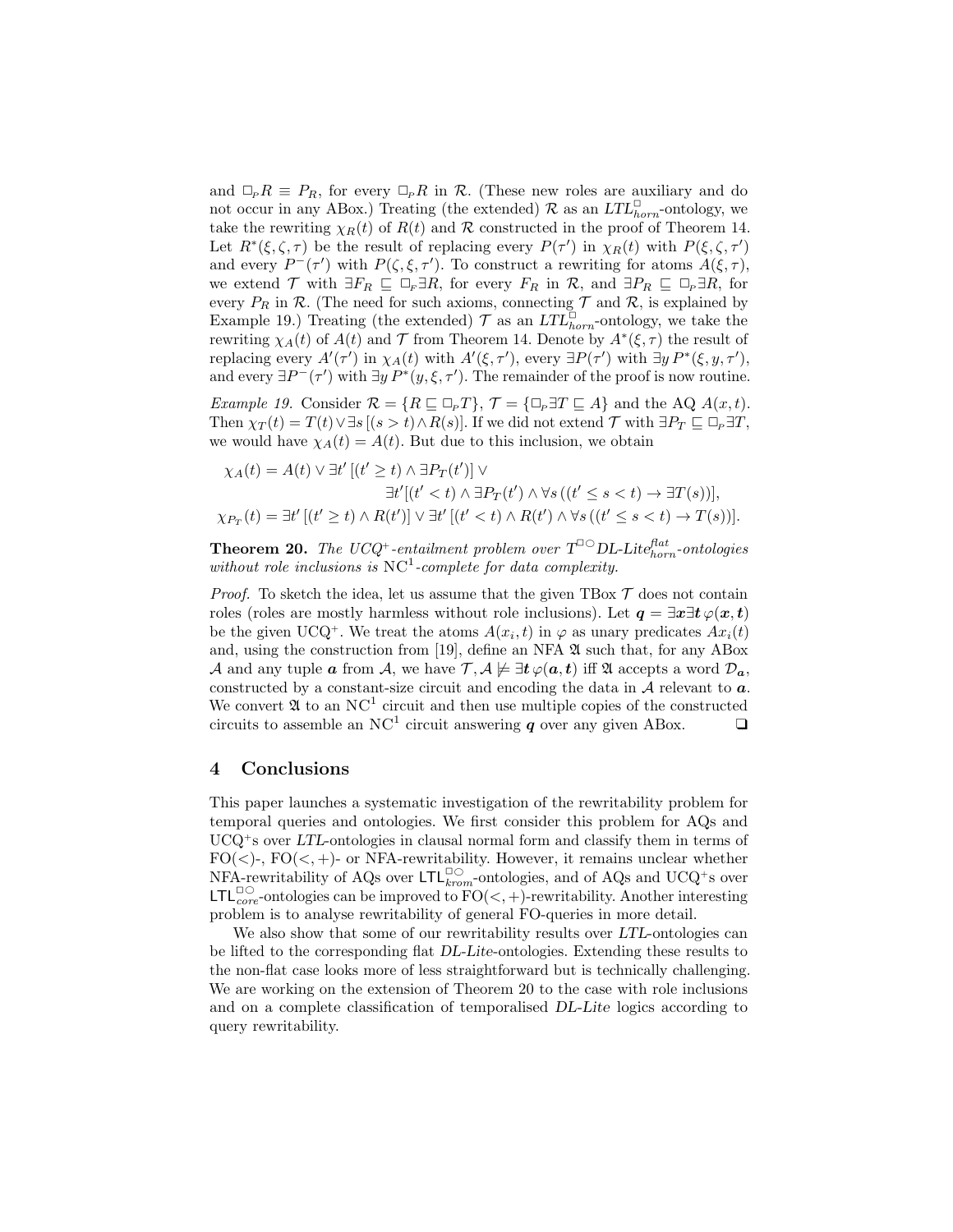and $\Box_P R \equiv P_R$, for every $\Box_P R$ in $\mathcal{R}$. (These new roles are auxiliary and do not occur in any ABox.) Treating (the extended) $\mathcal{R}$ as an $LTL^{\Box}_{horn}$-ontology, we take the rewriting $\chi_R(t)$ of $R(t)$ and $\mathcal{R}$ constructed in the proof of Theorem 14. Let $R^*(\xi, \zeta, \tau)$ be the result of replacing every $P(\tau')$ in $\chi_R(t)$ with $P(\xi, \zeta, \tau')$ and every $P^-(\tau')$ with $P(\zeta, \xi, \tau')$. To construct a rewriting for atoms $A(\xi, \tau)$, we extend $\mathcal{T}$ with $\exists F_R \sqsubseteq \Box_F \exists R$, for every $F_R$ in $\mathcal{R}$, and $\exists P_R \sqsubseteq \Box_P \exists R$, for every $P_R$ in $\mathcal{R}$. (The need for such axioms, connecting $\mathcal{T}$ and $\mathcal{R}$, is explained by Example 19.) Treating (the extended) $\mathcal{T}$ as an $LTL^{\Box}_{horn}$-ontology, we take the rewriting $\chi_A(t)$ of $A(t)$ and $\mathcal{T}$ from Theorem 14. Denote by $A^*(\xi, \tau)$ the result of replacing every $A'(\tau')$ in $\chi_A(t)$ with $A'(\xi, \tau')$, every $\exists P(\tau')$ with $\exists y\, P^*(\xi, y, \tau')$, and every $\exists P^-(\tau')$ with $\exists y\, P^*(y, \xi, \tau')$. The remainder of the proof is now routine.

*Example 19.* Consider $\mathcal{R} = \{R \sqsubseteq \Box_P T\}$, $\mathcal{T} = \{\Box_P \exists T \sqsubseteq A\}$ and the AQ $A(x, t)$. Then $\chi_T(t) = T(t) \vee \exists s\,[(s > t) \wedge R(s)]$. If we did not extend $\mathcal{T}$ with $\exists P_T \sqsubseteq \Box_P \exists T$, we would have $\chi_A(t) = A(t)$. But due to this inclusion, we obtain

$$\chi_A(t) = A(t) \vee \exists t'\,[(t' \geq t) \wedge \exists P_T(t')] \vee \exists t'[(t' < t) \wedge \exists P_T(t') \wedge \forall s\,((t' \leq s < t) \rightarrow \exists T(s))],$$

$$\chi_{P_T}(t) = \exists t'\,[(t' \geq t) \wedge R(t')] \vee \exists t'\,[(t' < t) \wedge R(t') \wedge \forall s\,((t' \leq s < t) \rightarrow T(s))].$$

**Theorem 20.** *The UCQ⁺-entailment problem over $T^{\Box\bigcirc}$DL-Lite$^{flat}_{horn}$-ontologies without role inclusions is* $\mathrm{NC}^1$*-complete for data complexity.*

*Proof.* To sketch the idea, let us assume that the given TBox $\mathcal{T}$ does not contain roles (roles are mostly harmless without role inclusions). Let $\boldsymbol{q} = \exists \boldsymbol{x} \exists \boldsymbol{t}\, \varphi(\boldsymbol{x}, \boldsymbol{t})$ be the given UCQ⁺. We treat the atoms $A(x_i, t)$ in $\varphi$ as unary predicates $Ax_i(t)$ and, using the construction from [19], define an NFA $\mathfrak{A}$ such that, for any ABox $\mathcal{A}$ and any tuple $\boldsymbol{a}$ from $\mathcal{A}$, we have $\mathcal{T}, \mathcal{A} \not\models \exists \boldsymbol{t}\, \varphi(\boldsymbol{a}, \boldsymbol{t})$ iff $\mathfrak{A}$ accepts a word $\mathcal{D}_{\boldsymbol{a}}$, constructed by a constant-size circuit and encoding the data in $\mathcal{A}$ relevant to $\boldsymbol{a}$. We convert $\mathfrak{A}$ to an $\mathrm{NC}^1$ circuit and then use multiple copies of the constructed circuits to assemble an $\mathrm{NC}^1$ circuit answering $\boldsymbol{q}$ over any given ABox. ❑

## 4 Conclusions

This paper launches a systematic investigation of the rewritability problem for temporal queries and ontologies. We first consider this problem for AQs and UCQ⁺s over *LTL*-ontologies in clausal normal form and classify them in terms of FO($<$)-, FO($<, +$)- or NFA-rewritability. However, it remains unclear whether NFA-rewritability of AQs over $\mathsf{LTL}^{\Box\bigcirc}_{krom}$-ontologies, and of AQs and UCQ⁺s over $\mathsf{LTL}^{\Box\bigcirc}_{core}$-ontologies can be improved to FO($<, +$)-rewritability. Another interesting problem is to analyse rewritability of general FO-queries in more detail.

We also show that some of our rewritability results over *LTL*-ontologies can be lifted to the corresponding flat *DL-Lite*-ontologies. Extending these results to the non-flat case looks more of less straightforward but is technically challenging. We are working on the extension of Theorem 20 to the case with role inclusions and on a complete classification of temporalised *DL-Lite* logics according to query rewritability.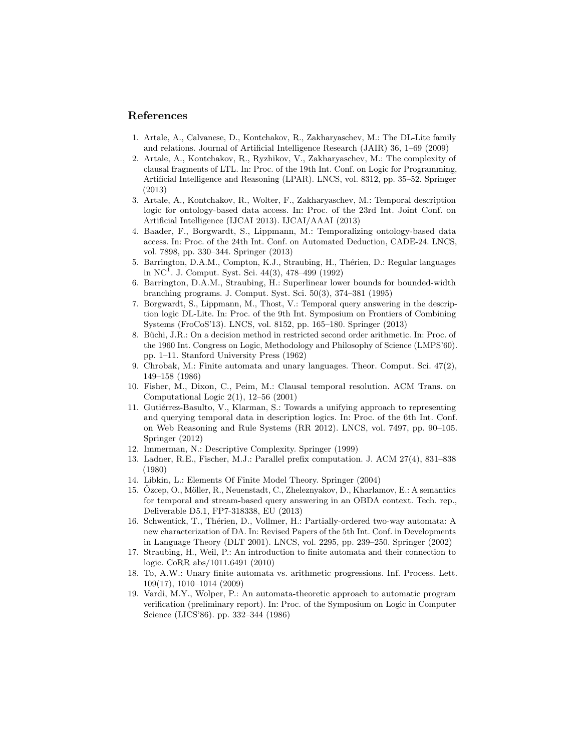## References

1. Artale, A., Calvanese, D., Kontchakov, R., Zakharyaschev, M.: The DL-Lite family and relations. Journal of Artificial Intelligence Research (JAIR) 36, 1–69 (2009)
2. Artale, A., Kontchakov, R., Ryzhikov, V., Zakharyaschev, M.: The complexity of clausal fragments of LTL. In: Proc. of the 19th Int. Conf. on Logic for Programming, Artificial Intelligence and Reasoning (LPAR). LNCS, vol. 8312, pp. 35–52. Springer (2013)
3. Artale, A., Kontchakov, R., Wolter, F., Zakharyaschev, M.: Temporal description logic for ontology-based data access. In: Proc. of the 23rd Int. Joint Conf. on Artificial Intelligence (IJCAI 2013). IJCAI/AAAI (2013)
4. Baader, F., Borgwardt, S., Lippmann, M.: Temporalizing ontology-based data access. In: Proc. of the 24th Int. Conf. on Automated Deduction, CADE-24. LNCS, vol. 7898, pp. 330–344. Springer (2013)
5. Barrington, D.A.M., Compton, K.J., Straubing, H., Thérien, D.: Regular languages in $NC^1$. J. Comput. Syst. Sci. 44(3), 478–499 (1992)
6. Barrington, D.A.M., Straubing, H.: Superlinear lower bounds for bounded-width branching programs. J. Comput. Syst. Sci. 50(3), 374–381 (1995)
7. Borgwardt, S., Lippmann, M., Thost, V.: Temporal query answering in the description logic DL-Lite. In: Proc. of the 9th Int. Symposium on Frontiers of Combining Systems (FroCoS'13). LNCS, vol. 8152, pp. 165–180. Springer (2013)
8. Büchi, J.R.: On a decision method in restricted second order arithmetic. In: Proc. of the 1960 Int. Congress on Logic, Methodology and Philosophy of Science (LMPS'60). pp. 1–11. Stanford University Press (1962)
9. Chrobak, M.: Finite automata and unary languages. Theor. Comput. Sci. 47(2), 149–158 (1986)
10. Fisher, M., Dixon, C., Peim, M.: Clausal temporal resolution. ACM Trans. on Computational Logic 2(1), 12–56 (2001)
11. Gutiérrez-Basulto, V., Klarman, S.: Towards a unifying approach to representing and querying temporal data in description logics. In: Proc. of the 6th Int. Conf. on Web Reasoning and Rule Systems (RR 2012). LNCS, vol. 7497, pp. 90–105. Springer (2012)
12. Immerman, N.: Descriptive Complexity. Springer (1999)
13. Ladner, R.E., Fischer, M.J.: Parallel prefix computation. J. ACM 27(4), 831–838 (1980)
14. Libkin, L.: Elements Of Finite Model Theory. Springer (2004)
15. Özcep, O., Möller, R., Neuenstadt, C., Zheleznyakov, D., Kharlamov, E.: A semantics for temporal and stream-based query answering in an OBDA context. Tech. rep., Deliverable D5.1, FP7-318338, EU (2013)
16. Schwentick, T., Thérien, D., Vollmer, H.: Partially-ordered two-way automata: A new characterization of DA. In: Revised Papers of the 5th Int. Conf. in Developments in Language Theory (DLT 2001). LNCS, vol. 2295, pp. 239–250. Springer (2002)
17. Straubing, H., Weil, P.: An introduction to finite automata and their connection to logic. CoRR abs/1011.6491 (2010)
18. To, A.W.: Unary finite automata vs. arithmetic progressions. Inf. Process. Lett. 109(17), 1010–1014 (2009)
19. Vardi, M.Y., Wolper, P.: An automata-theoretic approach to automatic program verification (preliminary report). In: Proc. of the Symposium on Logic in Computer Science (LICS'86). pp. 332–344 (1986)